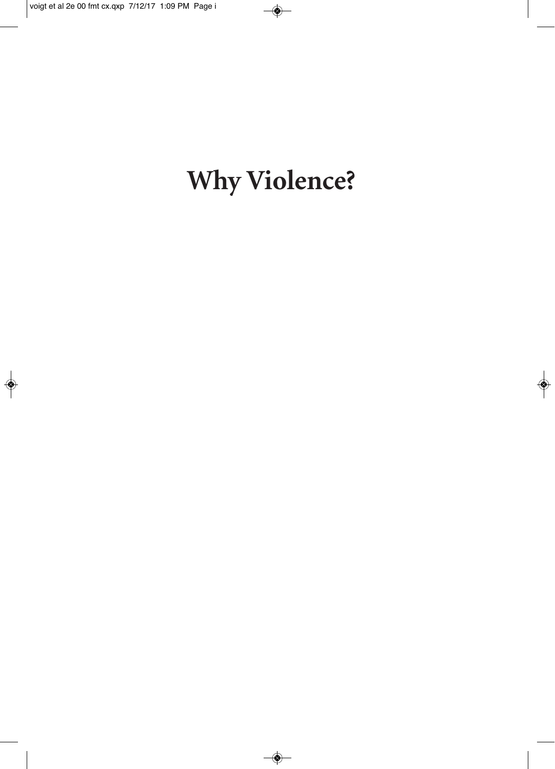# Why Violence?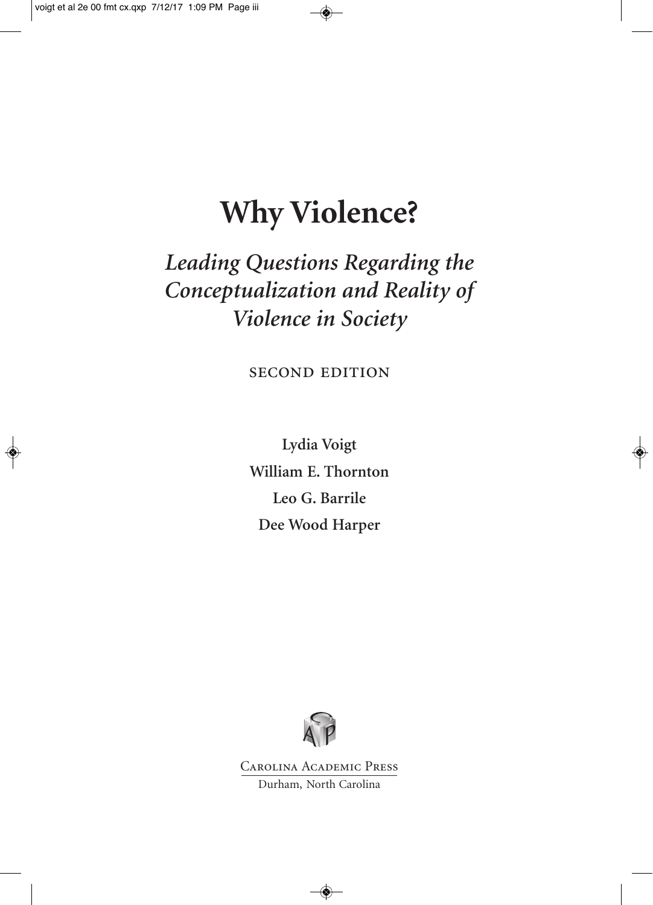# Why Violence?

## *Leading Questions Regarding the Conceptualization and Reality of Violence in Society*

SECOND EDITION

**Lydia Voigt**

**William E. Thornton**

**Leo G. Barrile**

**Dee Wood Harper**

Carolina Academic Press

Durham, North Carolina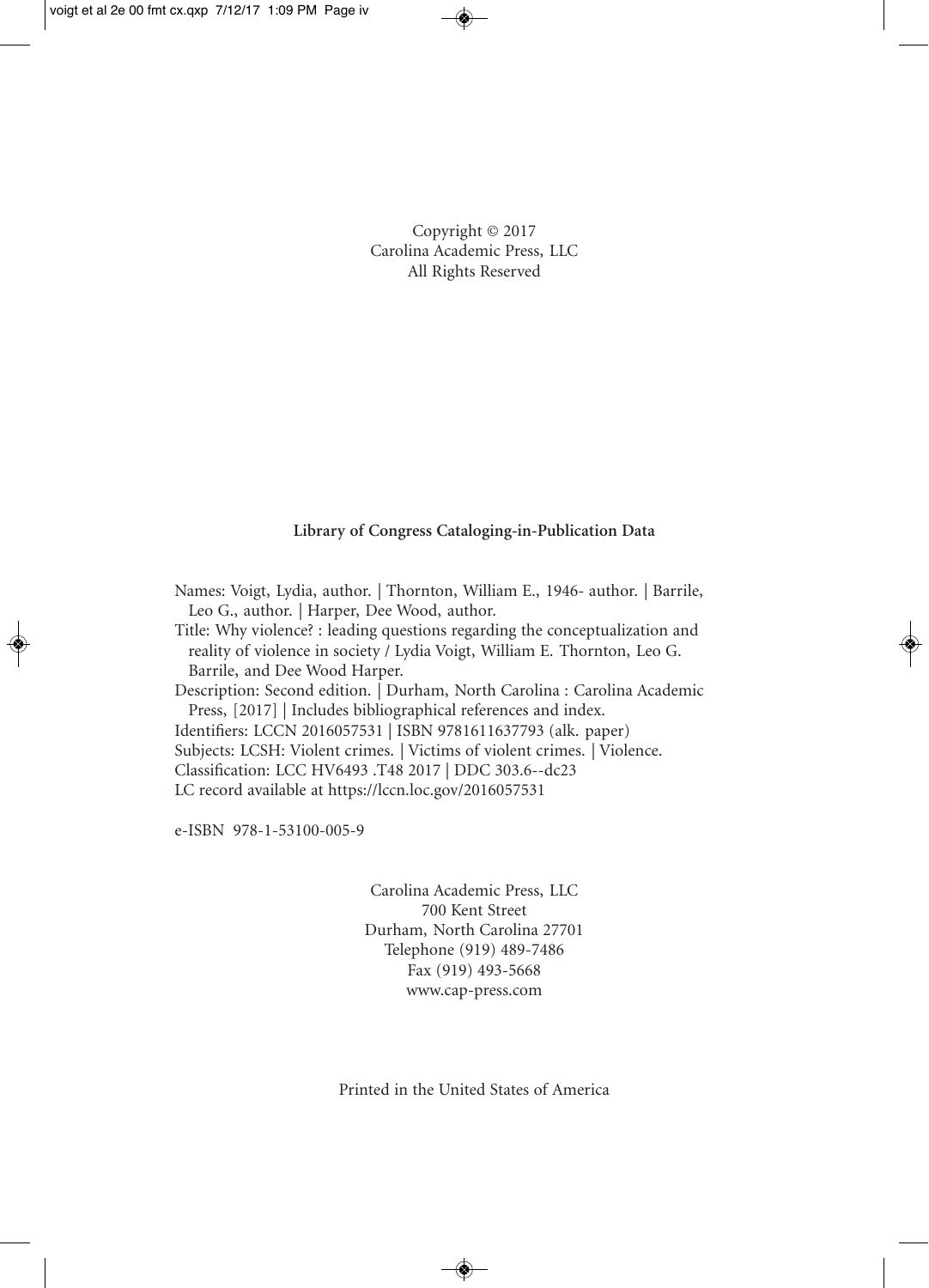Copyright © 2017
Carolina Academic Press, LLC
All Rights Reserved

**Library of Congress Cataloging-in-Publication Data**

Names: Voigt, Lydia, author. | Thornton, William E., 1946- author. | Barrile, Leo G., author. | Harper, Dee Wood, author.
Title: Why violence? : leading questions regarding the conceptualization and reality of violence in society / Lydia Voigt, William E. Thornton, Leo G. Barrile, and Dee Wood Harper.
Description: Second edition. | Durham, North Carolina : Carolina Academic Press, [2017] | Includes bibliographical references and index.
Identifiers: LCCN 2016057531 | ISBN 9781611637793 (alk. paper)
Subjects: LCSH: Violent crimes. | Victims of violent crimes. | Violence.
Classification: LCC HV6493 .T48 2017 | DDC 303.6--dc23
LC record available at https://lccn.loc.gov/2016057531

e-ISBN 978-1-53100-005-9

Carolina Academic Press, LLC
700 Kent Street
Durham, North Carolina 27701
Telephone (919) 489-7486
Fax (919) 493-5668
www.cap-press.com

Printed in the United States of America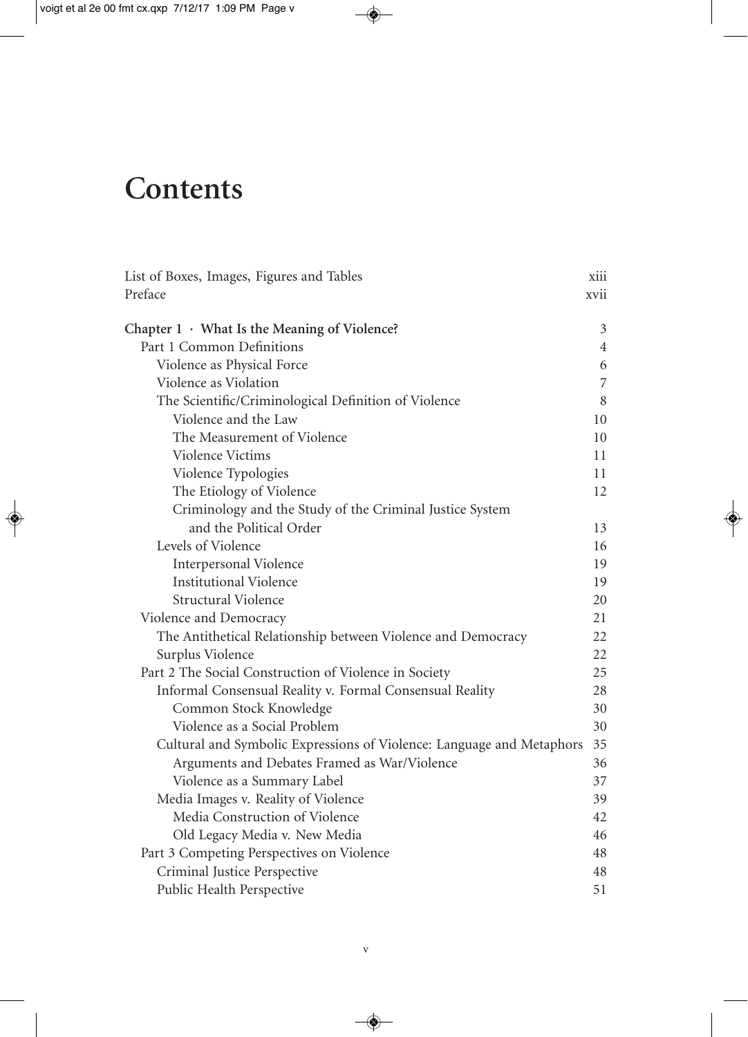# Contents

| | |
|---|---|
| List of Boxes, Images, Figures and Tables | xiii |
| Preface | xvii |
| **Chapter 1 · What Is the Meaning of Violence?** | 3 |
| Part 1 Common Definitions | 4 |
| Violence as Physical Force | 6 |
| Violence as Violation | 7 |
| The Scientific/Criminological Definition of Violence | 8 |
| Violence and the Law | 10 |
| The Measurement of Violence | 10 |
| Violence Victims | 11 |
| Violence Typologies | 11 |
| The Etiology of Violence | 12 |
| Criminology and the Study of the Criminal Justice System and the Political Order | 13 |
| Levels of Violence | 16 |
| Interpersonal Violence | 19 |
| Institutional Violence | 19 |
| Structural Violence | 20 |
| Violence and Democracy | 21 |
| The Antithetical Relationship between Violence and Democracy | 22 |
| Surplus Violence | 22 |
| Part 2 The Social Construction of Violence in Society | 25 |
| Informal Consensual Reality v. Formal Consensual Reality | 28 |
| Common Stock Knowledge | 30 |
| Violence as a Social Problem | 30 |
| Cultural and Symbolic Expressions of Violence: Language and Metaphors | 35 |
| Arguments and Debates Framed as War/Violence | 36 |
| Violence as a Summary Label | 37 |
| Media Images v. Reality of Violence | 39 |
| Media Construction of Violence | 42 |
| Old Legacy Media v. New Media | 46 |
| Part 3 Competing Perspectives on Violence | 48 |
| Criminal Justice Perspective | 48 |
| Public Health Perspective | 51 |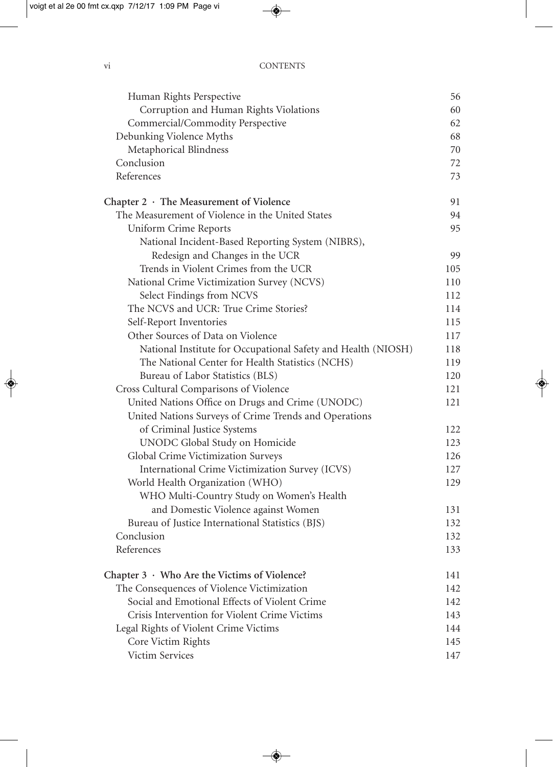Human Rights Perspective 56
Corruption and Human Rights Violations 60
Commercial/Commodity Perspective 62
Debunking Violence Myths 68
Metaphorical Blindness 70
Conclusion 72
References 73

**Chapter 2 · The Measurement of Violence** 91
The Measurement of Violence in the United States 94
Uniform Crime Reports 95
National Incident-Based Reporting System (NIBRS), Redesign and Changes in the UCR 99
Trends in Violent Crimes from the UCR 105
National Crime Victimization Survey (NCVS) 110
Select Findings from NCVS 112
The NCVS and UCR: True Crime Stories? 114
Self-Report Inventories 115
Other Sources of Data on Violence 117
National Institute for Occupational Safety and Health (NIOSH) 118
The National Center for Health Statistics (NCHS) 119
Bureau of Labor Statistics (BLS) 120
Cross Cultural Comparisons of Violence 121
United Nations Office on Drugs and Crime (UNODC) 121
United Nations Surveys of Crime Trends and Operations of Criminal Justice Systems 122
UNODC Global Study on Homicide 123
Global Crime Victimization Surveys 126
International Crime Victimization Survey (ICVS) 127
World Health Organization (WHO) 129
WHO Multi-Country Study on Women's Health and Domestic Violence against Women 131
Bureau of Justice International Statistics (BJS) 132
Conclusion 132
References 133

**Chapter 3 · Who Are the Victims of Violence?** 141
The Consequences of Violence Victimization 142
Social and Emotional Effects of Violent Crime 142
Crisis Intervention for Violent Crime Victims 143
Legal Rights of Violent Crime Victims 144
Core Victim Rights 145
Victim Services 147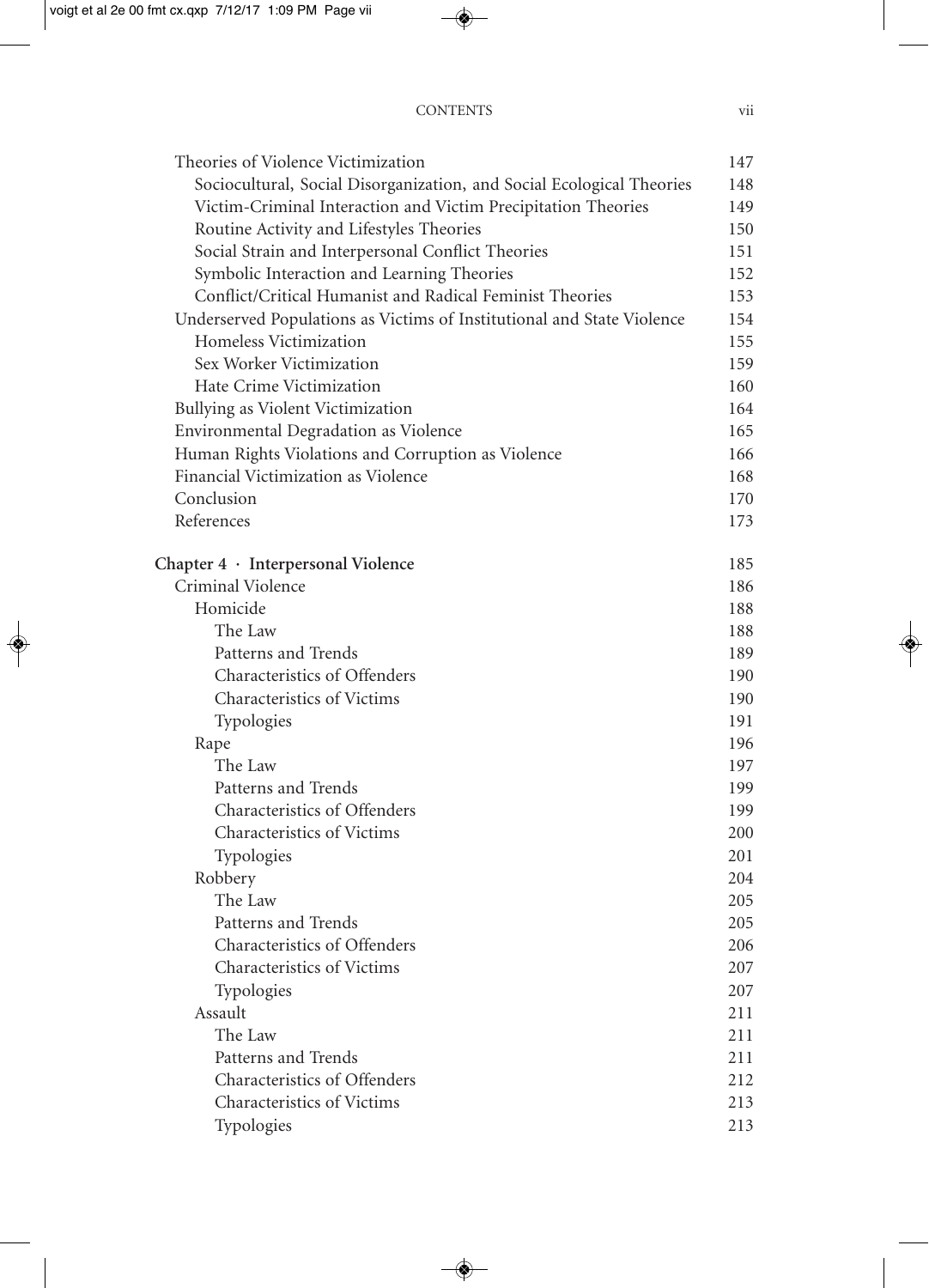| | |
|---|---|
| Theories of Violence Victimization | 147 |
| Sociocultural, Social Disorganization, and Social Ecological Theories | 148 |
| Victim-Criminal Interaction and Victim Precipitation Theories | 149 |
| Routine Activity and Lifestyles Theories | 150 |
| Social Strain and Interpersonal Conflict Theories | 151 |
| Symbolic Interaction and Learning Theories | 152 |
| Conflict/Critical Humanist and Radical Feminist Theories | 153 |
| Underserved Populations as Victims of Institutional and State Violence | 154 |
| Homeless Victimization | 155 |
| Sex Worker Victimization | 159 |
| Hate Crime Victimization | 160 |
| Bullying as Violent Victimization | 164 |
| Environmental Degradation as Violence | 165 |
| Human Rights Violations and Corruption as Violence | 166 |
| Financial Victimization as Violence | 168 |
| Conclusion | 170 |
| References | 173 |
| **Chapter 4 · Interpersonal Violence** | 185 |
| Criminal Violence | 186 |
| Homicide | 188 |
| The Law | 188 |
| Patterns and Trends | 189 |
| Characteristics of Offenders | 190 |
| Characteristics of Victims | 190 |
| Typologies | 191 |
| Rape | 196 |
| The Law | 197 |
| Patterns and Trends | 199 |
| Characteristics of Offenders | 199 |
| Characteristics of Victims | 200 |
| Typologies | 201 |
| Robbery | 204 |
| The Law | 205 |
| Patterns and Trends | 205 |
| Characteristics of Offenders | 206 |
| Characteristics of Victims | 207 |
| Typologies | 207 |
| Assault | 211 |
| The Law | 211 |
| Patterns and Trends | 211 |
| Characteristics of Offenders | 212 |
| Characteristics of Victims | 213 |
| Typologies | 213 |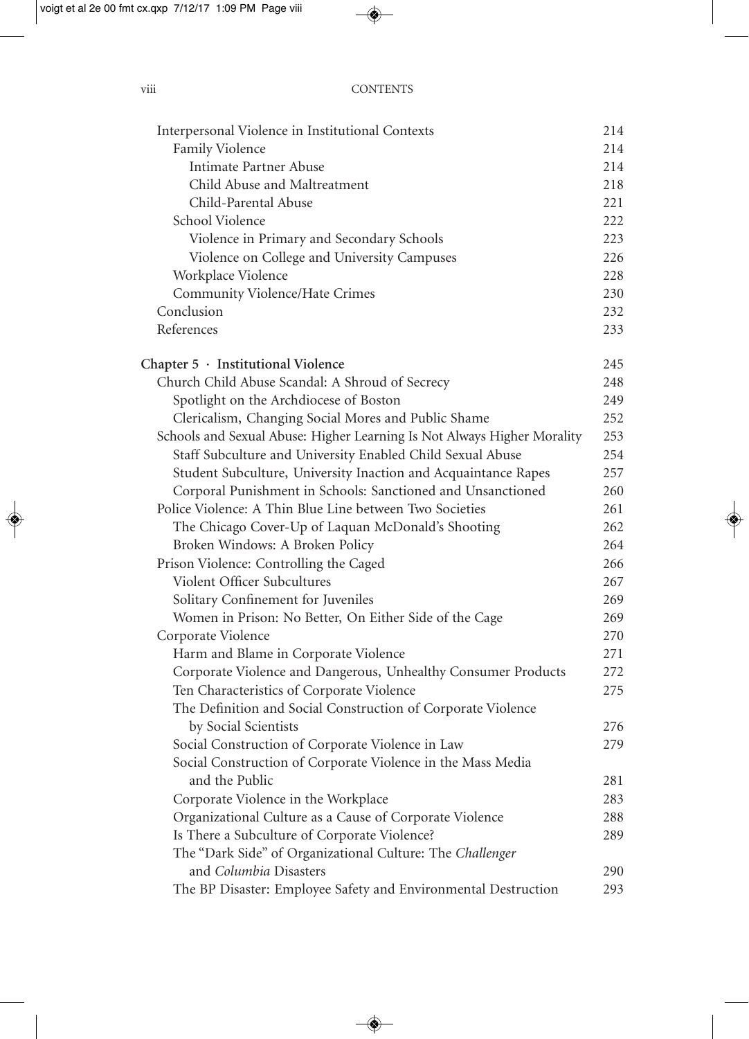Interpersonal Violence in Institutional Contexts 214
- Family Violence 214
  - Intimate Partner Abuse 214
  - Child Abuse and Maltreatment 218
  - Child-Parental Abuse 221
- School Violence 222
  - Violence in Primary and Secondary Schools 223
  - Violence on College and University Campuses 226
- Workplace Violence 228
- Community Violence/Hate Crimes 230

Conclusion 232

References 233

**Chapter 5 · Institutional Violence** 245

Church Child Abuse Scandal: A Shroud of Secrecy 248
- Spotlight on the Archdiocese of Boston 249
- Clericalism, Changing Social Mores and Public Shame 252

Schools and Sexual Abuse: Higher Learning Is Not Always Higher Morality 253
- Staff Subculture and University Enabled Child Sexual Abuse 254
- Student Subculture, University Inaction and Acquaintance Rapes 257
- Corporal Punishment in Schools: Sanctioned and Unsanctioned 260

Police Violence: A Thin Blue Line between Two Societies 261
- The Chicago Cover-Up of Laquan McDonald's Shooting 262
- Broken Windows: A Broken Policy 264

Prison Violence: Controlling the Caged 266
- Violent Officer Subcultures 267
- Solitary Confinement for Juveniles 269
- Women in Prison: No Better, On Either Side of the Cage 269

Corporate Violence 270
- Harm and Blame in Corporate Violence 271
- Corporate Violence and Dangerous, Unhealthy Consumer Products 272
- Ten Characteristics of Corporate Violence 275
- The Definition and Social Construction of Corporate Violence by Social Scientists 276
- Social Construction of Corporate Violence in Law 279
- Social Construction of Corporate Violence in the Mass Media and the Public 281
- Corporate Violence in the Workplace 283
- Organizational Culture as a Cause of Corporate Violence 288
- Is There a Subculture of Corporate Violence? 289
- The "Dark Side" of Organizational Culture: The *Challenger* and *Columbia* Disasters 290
- The BP Disaster: Employee Safety and Environmental Destruction 293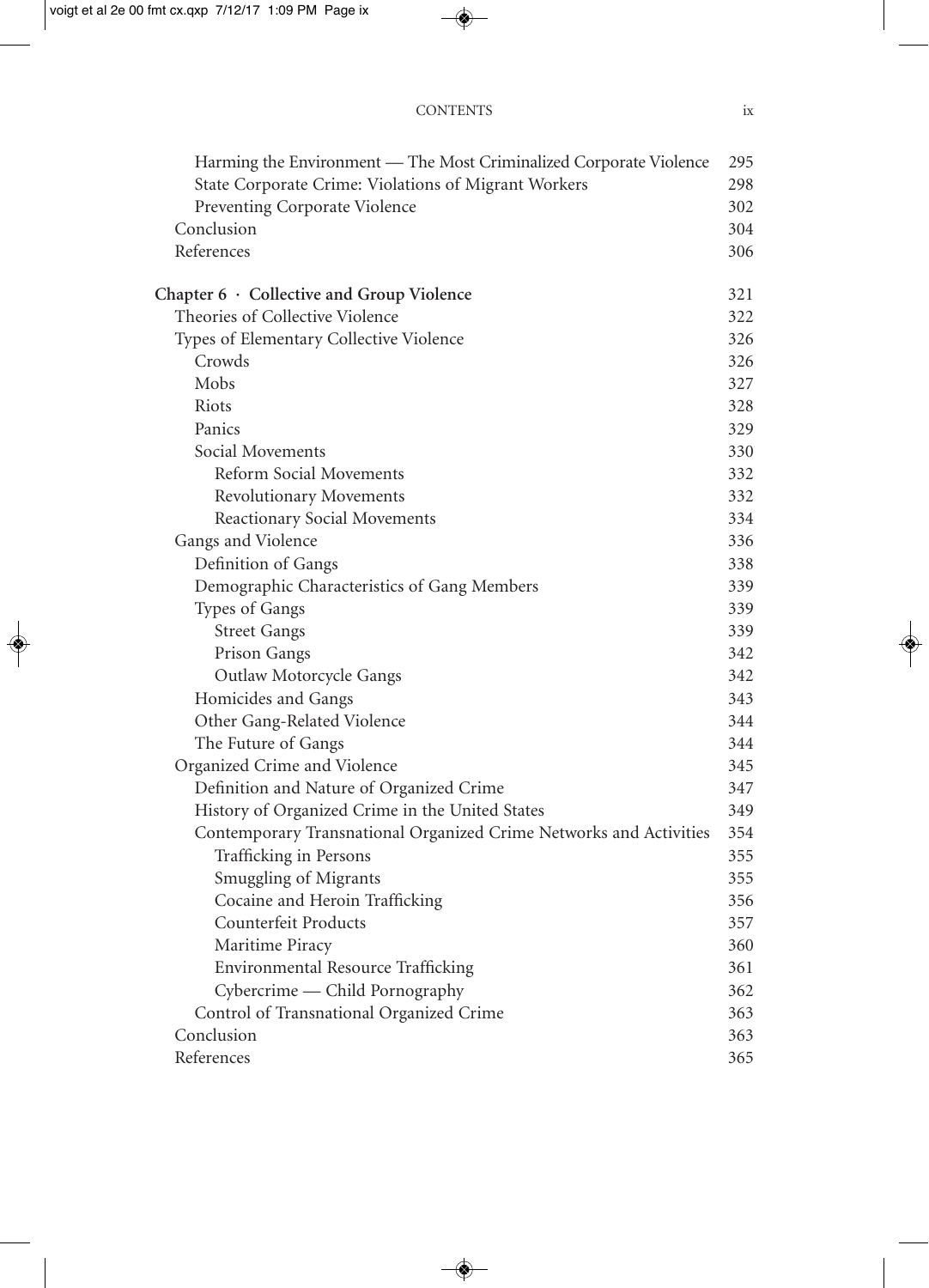Harming the Environment — The Most Criminalized Corporate Violence 295
State Corporate Crime: Violations of Migrant Workers 298
Preventing Corporate Violence 302
Conclusion 304
References 306

**Chapter 6 · Collective and Group Violence** 321
Theories of Collective Violence 322
Types of Elementary Collective Violence 326
Crowds 326
Mobs 327
Riots 328
Panics 329
Social Movements 330
Reform Social Movements 332
Revolutionary Movements 332
Reactionary Social Movements 334
Gangs and Violence 336
Definition of Gangs 338
Demographic Characteristics of Gang Members 339
Types of Gangs 339
Street Gangs 339
Prison Gangs 342
Outlaw Motorcycle Gangs 342
Homicides and Gangs 343
Other Gang-Related Violence 344
The Future of Gangs 344
Organized Crime and Violence 345
Definition and Nature of Organized Crime 347
History of Organized Crime in the United States 349
Contemporary Transnational Organized Crime Networks and Activities 354
Trafficking in Persons 355
Smuggling of Migrants 355
Cocaine and Heroin Trafficking 356
Counterfeit Products 357
Maritime Piracy 360
Environmental Resource Trafficking 361
Cybercrime — Child Pornography 362
Control of Transnational Organized Crime 363
Conclusion 363
References 365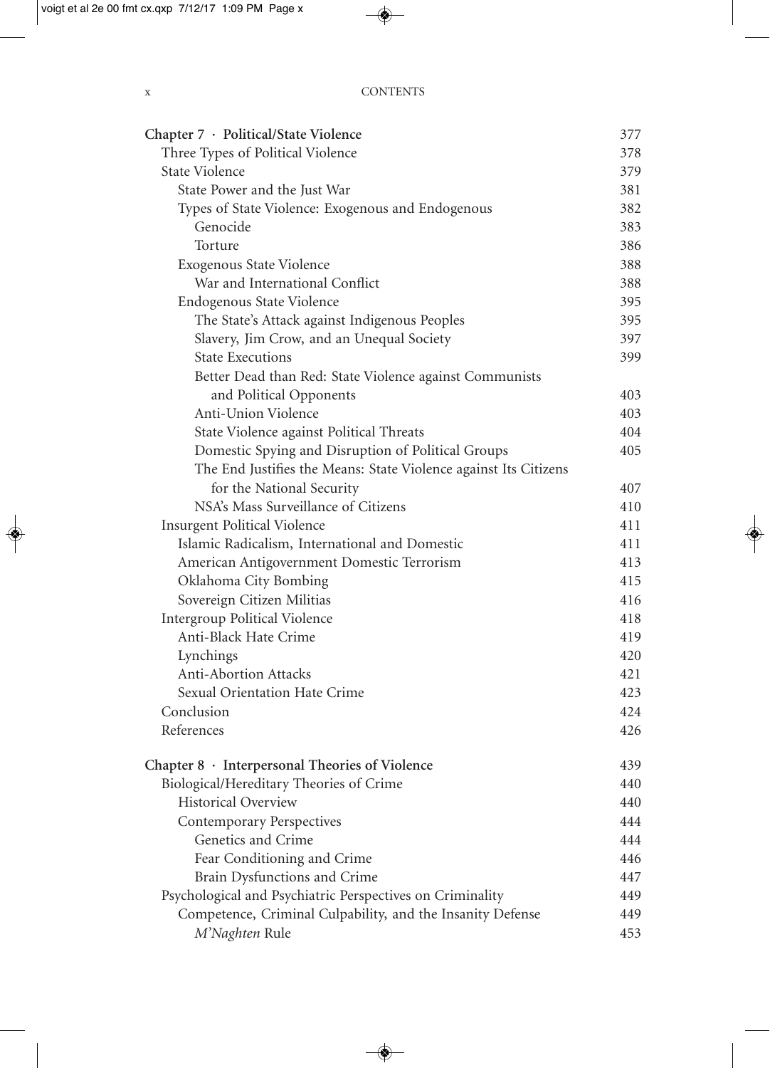| Chapter / Section | Page |
|---|---|
| **Chapter 7 · Political/State Violence** | 377 |
| Three Types of Political Violence | 378 |
| State Violence | 379 |
| State Power and the Just War | 381 |
| Types of State Violence: Exogenous and Endogenous | 382 |
| Genocide | 383 |
| Torture | 386 |
| Exogenous State Violence | 388 |
| War and International Conflict | 388 |
| Endogenous State Violence | 395 |
| The State's Attack against Indigenous Peoples | 395 |
| Slavery, Jim Crow, and an Unequal Society | 397 |
| State Executions | 399 |
| Better Dead than Red: State Violence against Communists and Political Opponents | 403 |
| Anti-Union Violence | 403 |
| State Violence against Political Threats | 404 |
| Domestic Spying and Disruption of Political Groups | 405 |
| The End Justifies the Means: State Violence against Its Citizens for the National Security | 407 |
| NSA's Mass Surveillance of Citizens | 410 |
| Insurgent Political Violence | 411 |
| Islamic Radicalism, International and Domestic | 411 |
| American Antigovernment Domestic Terrorism | 413 |
| Oklahoma City Bombing | 415 |
| Sovereign Citizen Militias | 416 |
| Intergroup Political Violence | 418 |
| Anti-Black Hate Crime | 419 |
| Lynchings | 420 |
| Anti-Abortion Attacks | 421 |
| Sexual Orientation Hate Crime | 423 |
| Conclusion | 424 |
| References | 426 |
| **Chapter 8 · Interpersonal Theories of Violence** | 439 |
| Biological/Hereditary Theories of Crime | 440 |
| Historical Overview | 440 |
| Contemporary Perspectives | 444 |
| Genetics and Crime | 444 |
| Fear Conditioning and Crime | 446 |
| Brain Dysfunctions and Crime | 447 |
| Psychological and Psychiatric Perspectives on Criminality | 449 |
| Competence, Criminal Culpability, and the Insanity Defense | 449 |
| *M'Naghten* Rule | 453 |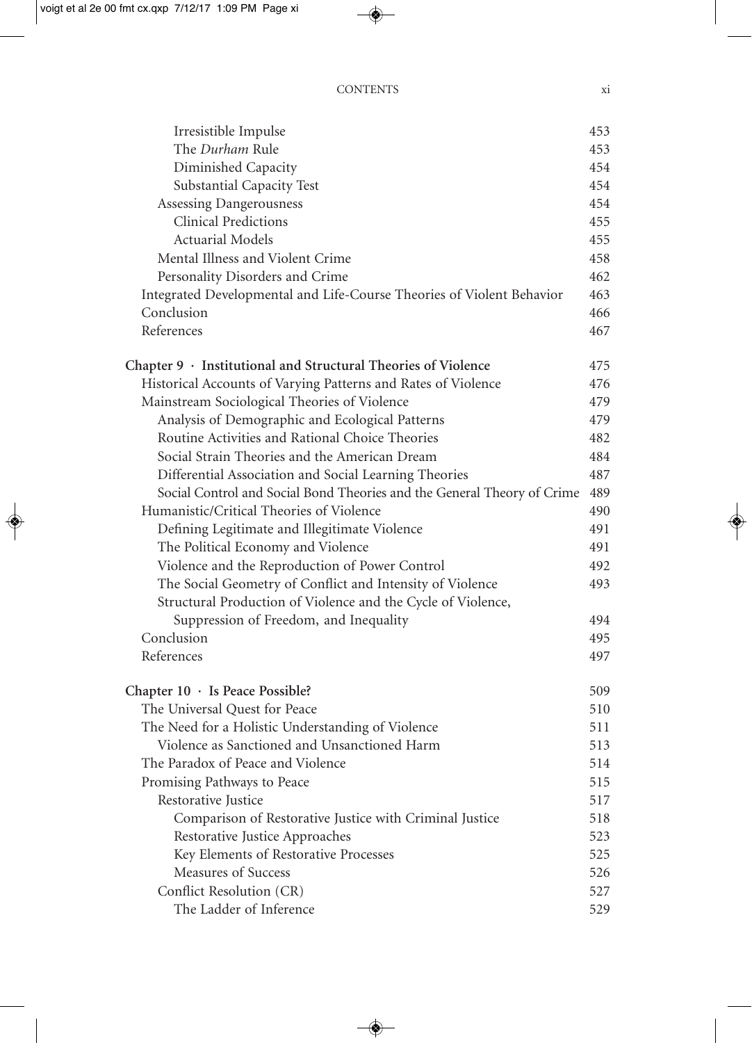Irrisistible Impulse 453

The *Durham* Rule 453

Diminished Capacity 454

Substantial Capacity Test 454

Assessing Dangerousness 454

Clinical Predictions 455

Actuarial Models 455

Mental Illness and Violent Crime 458

Personality Disorders and Crime 462

Integrated Developmental and Life-Course Theories of Violent Behavior 463

Conclusion 466

References 467

**Chapter 9 · Institutional and Structural Theories of Violence** 475

Historical Accounts of Varying Patterns and Rates of Violence 476

Mainstream Sociological Theories of Violence 479

Analysis of Demographic and Ecological Patterns 479

Routine Activities and Rational Choice Theories 482

Social Strain Theories and the American Dream 484

Differential Association and Social Learning Theories 487

Social Control and Social Bond Theories and the General Theory of Crime 489

Humanistic/Critical Theories of Violence 490

Defining Legitimate and Illegitimate Violence 491

The Political Economy and Violence 491

Violence and the Reproduction of Power Control 492

The Social Geometry of Conflict and Intensity of Violence 493

Structural Production of Violence and the Cycle of Violence, Suppression of Freedom, and Inequality 494

Conclusion 495

References 497

**Chapter 10 · Is Peace Possible?** 509

The Universal Quest for Peace 510

The Need for a Holistic Understanding of Violence 511

Violence as Sanctioned and Unsanctioned Harm 513

The Paradox of Peace and Violence 514

Promising Pathways to Peace 515

Restorative Justice 517

Comparison of Restorative Justice with Criminal Justice 518

Restorative Justice Approaches 523

Key Elements of Restorative Processes 525

Measures of Success 526

Conflict Resolution (CR) 527

The Ladder of Inference 529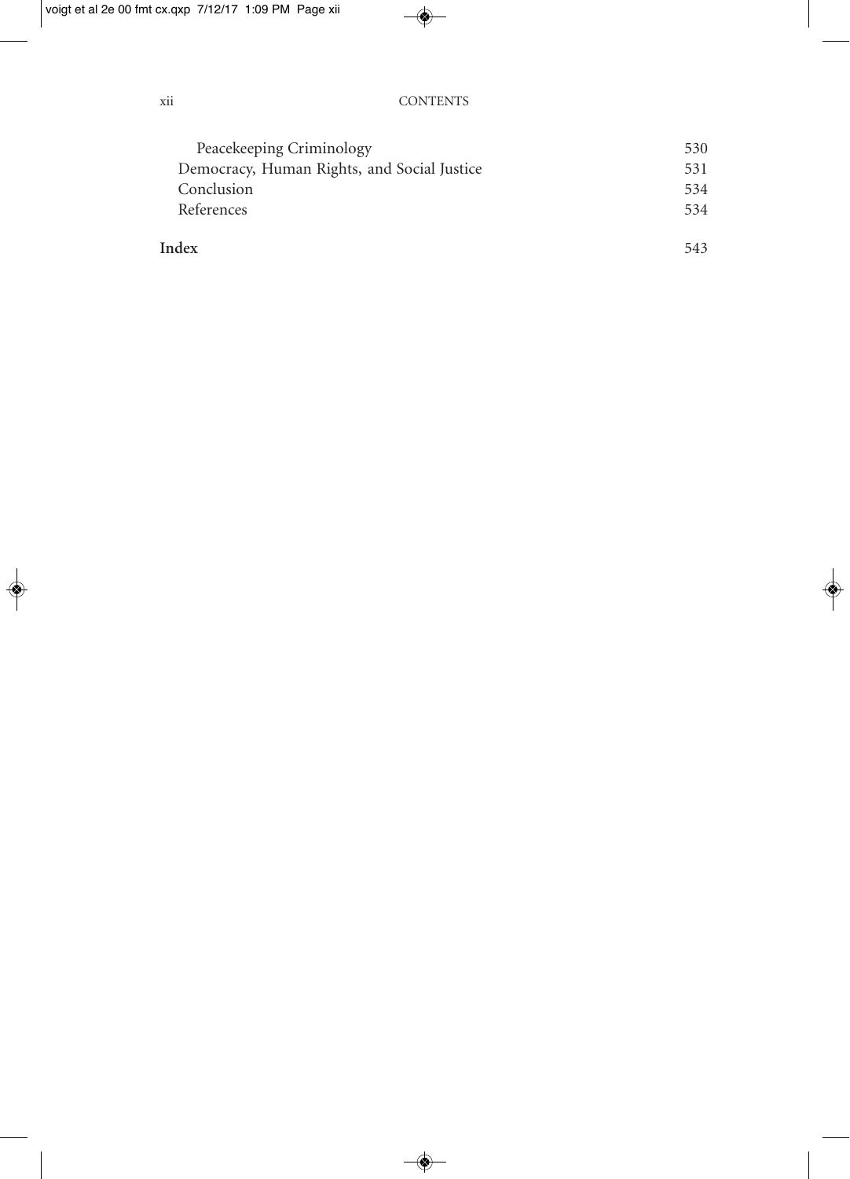Peacekeeping Criminology 530
Democracy, Human Rights, and Social Justice 531
Conclusion 534
References 534

**Index** 543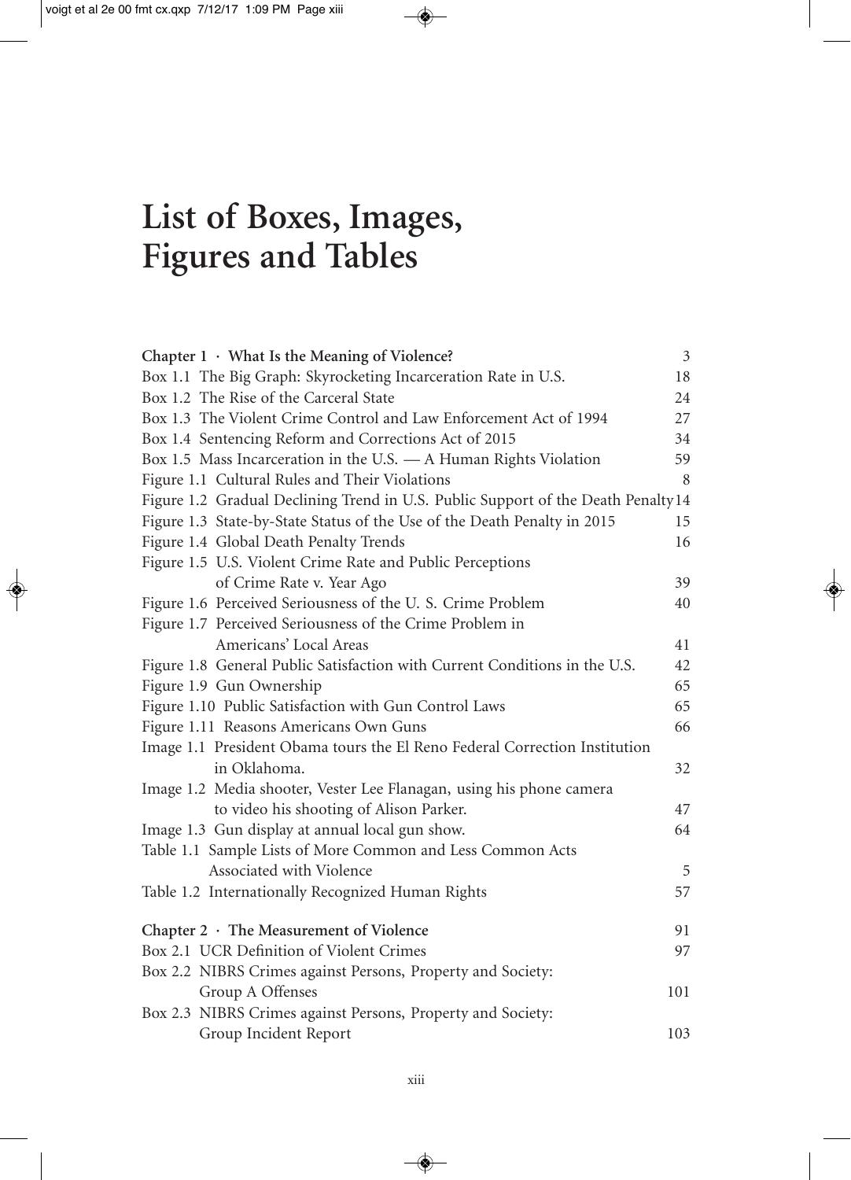# List of Boxes, Images, Figures and Tables

**Chapter 1 · What Is the Meaning of Violence?** 3

Box 1.1 The Big Graph: Skyrocketing Incarceration Rate in U.S. 18
Box 1.2 The Rise of the Carceral State 24
Box 1.3 The Violent Crime Control and Law Enforcement Act of 1994 27
Box 1.4 Sentencing Reform and Corrections Act of 2015 34
Box 1.5 Mass Incarceration in the U.S. — A Human Rights Violation 59
Figure 1.1 Cultural Rules and Their Violations 8
Figure 1.2 Gradual Declining Trend in U.S. Public Support of the Death Penalty 14
Figure 1.3 State-by-State Status of the Use of the Death Penalty in 2015 15
Figure 1.4 Global Death Penalty Trends 16
Figure 1.5 U.S. Violent Crime Rate and Public Perceptions of Crime Rate v. Year Ago 39
Figure 1.6 Perceived Seriousness of the U. S. Crime Problem 40
Figure 1.7 Perceived Seriousness of the Crime Problem in Americans' Local Areas 41
Figure 1.8 General Public Satisfaction with Current Conditions in the U.S. 42
Figure 1.9 Gun Ownership 65
Figure 1.10 Public Satisfaction with Gun Control Laws 65
Figure 1.11 Reasons Americans Own Guns 66
Image 1.1 President Obama tours the El Reno Federal Correction Institution in Oklahoma. 32
Image 1.2 Media shooter, Vester Lee Flanagan, using his phone camera to video his shooting of Alison Parker. 47
Image 1.3 Gun display at annual local gun show. 64
Table 1.1 Sample Lists of More Common and Less Common Acts Associated with Violence 5
Table 1.2 Internationally Recognized Human Rights 57

**Chapter 2 · The Measurement of Violence** 91

Box 2.1 UCR Definition of Violent Crimes 97
Box 2.2 NIBRS Crimes against Persons, Property and Society: Group A Offenses 101
Box 2.3 NIBRS Crimes against Persons, Property and Society: Group Incident Report 103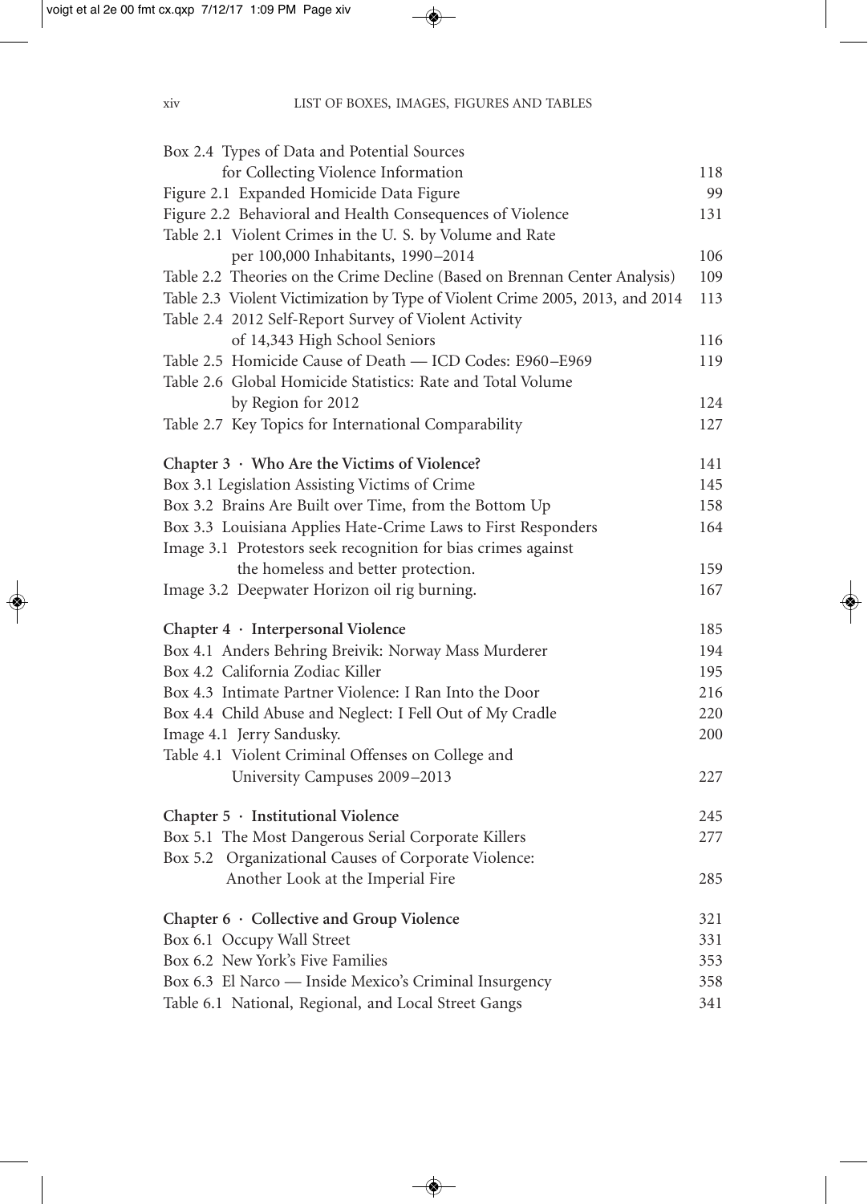| | |
|---|---|
| Box 2.4 Types of Data and Potential Sources for Collecting Violence Information | 118 |
| Figure 2.1 Expanded Homicide Data Figure | 99 |
| Figure 2.2 Behavioral and Health Consequences of Violence | 131 |
| Table 2.1 Violent Crimes in the U. S. by Volume and Rate per 100,000 Inhabitants, 1990–2014 | 106 |
| Table 2.2 Theories on the Crime Decline (Based on Brennan Center Analysis) | 109 |
| Table 2.3 Violent Victimization by Type of Violent Crime 2005, 2013, and 2014 | 113 |
| Table 2.4 2012 Self-Report Survey of Violent Activity of 14,343 High School Seniors | 116 |
| Table 2.5 Homicide Cause of Death — ICD Codes: E960–E969 | 119 |
| Table 2.6 Global Homicide Statistics: Rate and Total Volume by Region for 2012 | 124 |
| Table 2.7 Key Topics for International Comparability | 127 |
| **Chapter 3 · Who Are the Victims of Violence?** | 141 |
| Box 3.1 Legislation Assisting Victims of Crime | 145 |
| Box 3.2 Brains Are Built over Time, from the Bottom Up | 158 |
| Box 3.3 Louisiana Applies Hate-Crime Laws to First Responders | 164 |
| Image 3.1 Protestors seek recognition for bias crimes against the homeless and better protection. | 159 |
| Image 3.2 Deepwater Horizon oil rig burning. | 167 |
| **Chapter 4 · Interpersonal Violence** | 185 |
| Box 4.1 Anders Behring Breivik: Norway Mass Murderer | 194 |
| Box 4.2 California Zodiac Killer | 195 |
| Box 4.3 Intimate Partner Violence: I Ran Into the Door | 216 |
| Box 4.4 Child Abuse and Neglect: I Fell Out of My Cradle | 220 |
| Image 4.1 Jerry Sandusky. | 200 |
| Table 4.1 Violent Criminal Offenses on College and University Campuses 2009–2013 | 227 |
| **Chapter 5 · Institutional Violence** | 245 |
| Box 5.1 The Most Dangerous Serial Corporate Killers | 277 |
| Box 5.2 Organizational Causes of Corporate Violence: Another Look at the Imperial Fire | 285 |
| **Chapter 6 · Collective and Group Violence** | 321 |
| Box 6.1 Occupy Wall Street | 331 |
| Box 6.2 New York's Five Families | 353 |
| Box 6.3 El Narco — Inside Mexico's Criminal Insurgency | 358 |
| Table 6.1 National, Regional, and Local Street Gangs | 341 |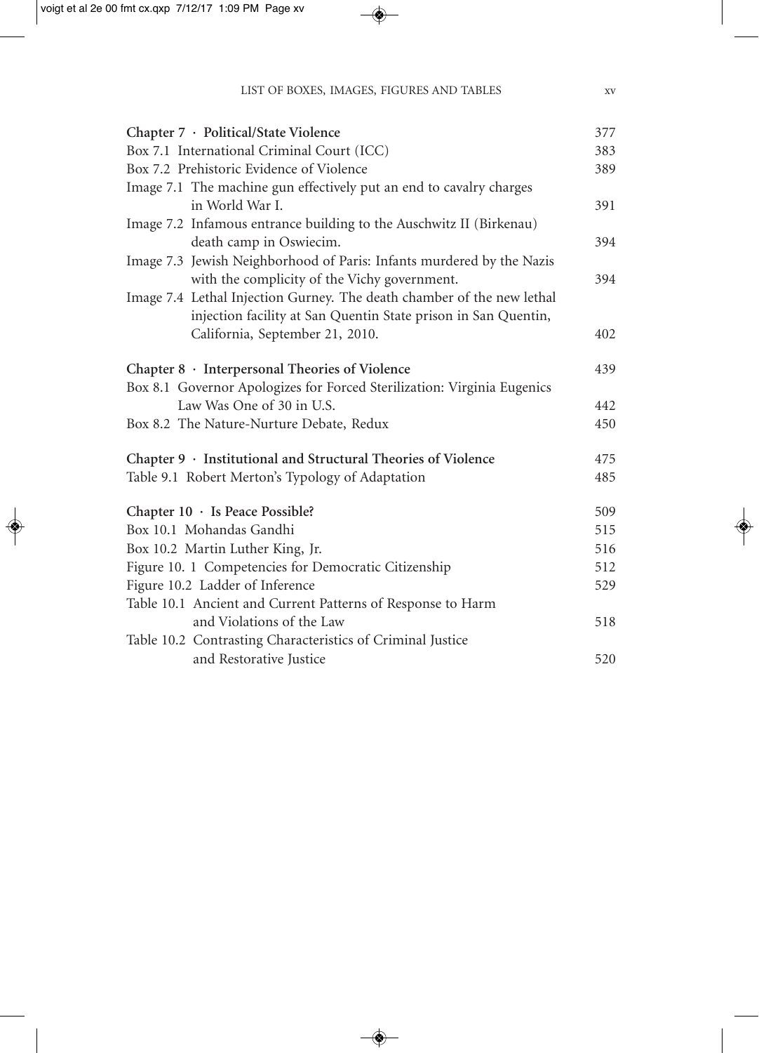| | |
|---|---|
| **Chapter 7 · Political/State Violence** | 377 |
| Box 7.1 International Criminal Court (ICC) | 383 |
| Box 7.2 Prehistoric Evidence of Violence | 389 |
| Image 7.1 The machine gun effectively put an end to cavalry charges in World War I. | 391 |
| Image 7.2 Infamous entrance building to the Auschwitz II (Birkenau) death camp in Oswiecim. | 394 |
| Image 7.3 Jewish Neighborhood of Paris: Infants murdered by the Nazis with the complicity of the Vichy government. | 394 |
| Image 7.4 Lethal Injection Gurney. The death chamber of the new lethal injection facility at San Quentin State prison in San Quentin, California, September 21, 2010. | 402 |
| **Chapter 8 · Interpersonal Theories of Violence** | 439 |
| Box 8.1 Governor Apologizes for Forced Sterilization: Virginia Eugenics Law Was One of 30 in U.S. | 442 |
| Box 8.2 The Nature-Nurture Debate, Redux | 450 |
| **Chapter 9 · Institutional and Structural Theories of Violence** | 475 |
| Table 9.1 Robert Merton's Typology of Adaptation | 485 |
| **Chapter 10 · Is Peace Possible?** | 509 |
| Box 10.1 Mohandas Gandhi | 515 |
| Box 10.2 Martin Luther King, Jr. | 516 |
| Figure 10. 1 Competencies for Democratic Citizenship | 512 |
| Figure 10.2 Ladder of Inference | 529 |
| Table 10.1 Ancient and Current Patterns of Response to Harm and Violations of the Law | 518 |
| Table 10.2 Contrasting Characteristics of Criminal Justice and Restorative Justice | 520 |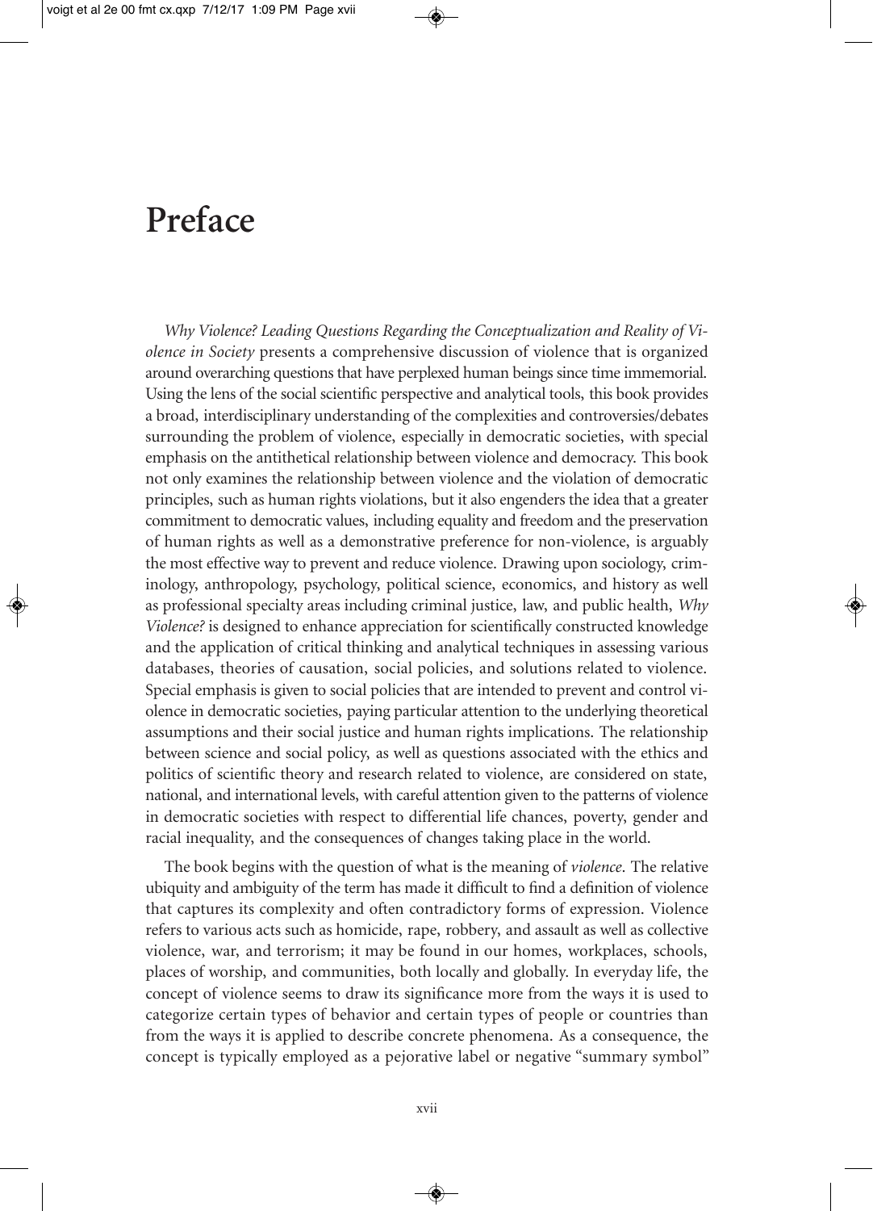# Preface

*Why Violence? Leading Questions Regarding the Conceptualization and Reality of Violence in Society* presents a comprehensive discussion of violence that is organized around overarching questions that have perplexed human beings since time immemorial. Using the lens of the social scientific perspective and analytical tools, this book provides a broad, interdisciplinary understanding of the complexities and controversies/debates surrounding the problem of violence, especially in democratic societies, with special emphasis on the antithetical relationship between violence and democracy. This book not only examines the relationship between violence and the violation of democratic principles, such as human rights violations, but it also engenders the idea that a greater commitment to democratic values, including equality and freedom and the preservation of human rights as well as a demonstrative preference for non-violence, is arguably the most effective way to prevent and reduce violence. Drawing upon sociology, criminology, anthropology, psychology, political science, economics, and history as well as professional specialty areas including criminal justice, law, and public health, *Why Violence?* is designed to enhance appreciation for scientifically constructed knowledge and the application of critical thinking and analytical techniques in assessing various databases, theories of causation, social policies, and solutions related to violence. Special emphasis is given to social policies that are intended to prevent and control violence in democratic societies, paying particular attention to the underlying theoretical assumptions and their social justice and human rights implications. The relationship between science and social policy, as well as questions associated with the ethics and politics of scientific theory and research related to violence, are considered on state, national, and international levels, with careful attention given to the patterns of violence in democratic societies with respect to differential life chances, poverty, gender and racial inequality, and the consequences of changes taking place in the world.

The book begins with the question of what is the meaning of *violence*. The relative ubiquity and ambiguity of the term has made it difficult to find a definition of violence that captures its complexity and often contradictory forms of expression. Violence refers to various acts such as homicide, rape, robbery, and assault as well as collective violence, war, and terrorism; it may be found in our homes, workplaces, schools, places of worship, and communities, both locally and globally. In everyday life, the concept of violence seems to draw its significance more from the ways it is used to categorize certain types of behavior and certain types of people or countries than from the ways it is applied to describe concrete phenomena. As a consequence, the concept is typically employed as a pejorative label or negative "summary symbol"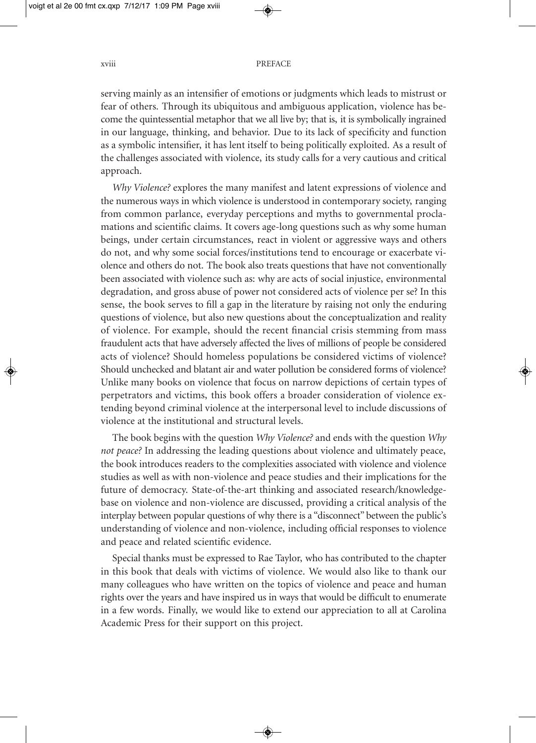serving mainly as an intensifier of emotions or judgments which leads to mistrust or fear of others. Through its ubiquitous and ambiguous application, violence has become the quintessential metaphor that we all live by; that is, it is symbolically ingrained in our language, thinking, and behavior. Due to its lack of specificity and function as a symbolic intensifier, it has lent itself to being politically exploited. As a result of the challenges associated with violence, its study calls for a very cautious and critical approach.

*Why Violence?* explores the many manifest and latent expressions of violence and the numerous ways in which violence is understood in contemporary society, ranging from common parlance, everyday perceptions and myths to governmental proclamations and scientific claims. It covers age-long questions such as why some human beings, under certain circumstances, react in violent or aggressive ways and others do not, and why some social forces/institutions tend to encourage or exacerbate violence and others do not. The book also treats questions that have not conventionally been associated with violence such as: why are acts of social injustice, environmental degradation, and gross abuse of power not considered acts of violence per se? In this sense, the book serves to fill a gap in the literature by raising not only the enduring questions of violence, but also new questions about the conceptualization and reality of violence. For example, should the recent financial crisis stemming from mass fraudulent acts that have adversely affected the lives of millions of people be considered acts of violence? Should homeless populations be considered victims of violence? Should unchecked and blatant air and water pollution be considered forms of violence? Unlike many books on violence that focus on narrow depictions of certain types of perpetrators and victims, this book offers a broader consideration of violence extending beyond criminal violence at the interpersonal level to include discussions of violence at the institutional and structural levels.

The book begins with the question *Why Violence?* and ends with the question *Why not peace?* In addressing the leading questions about violence and ultimately peace, the book introduces readers to the complexities associated with violence and violence studies as well as with non-violence and peace studies and their implications for the future of democracy. State-of-the-art thinking and associated research/knowledge-base on violence and non-violence are discussed, providing a critical analysis of the interplay between popular questions of why there is a "disconnect" between the public's understanding of violence and non-violence, including official responses to violence and peace and related scientific evidence.

Special thanks must be expressed to Rae Taylor, who has contributed to the chapter in this book that deals with victims of violence. We would also like to thank our many colleagues who have written on the topics of violence and peace and human rights over the years and have inspired us in ways that would be difficult to enumerate in a few words. Finally, we would like to extend our appreciation to all at Carolina Academic Press for their support on this project.